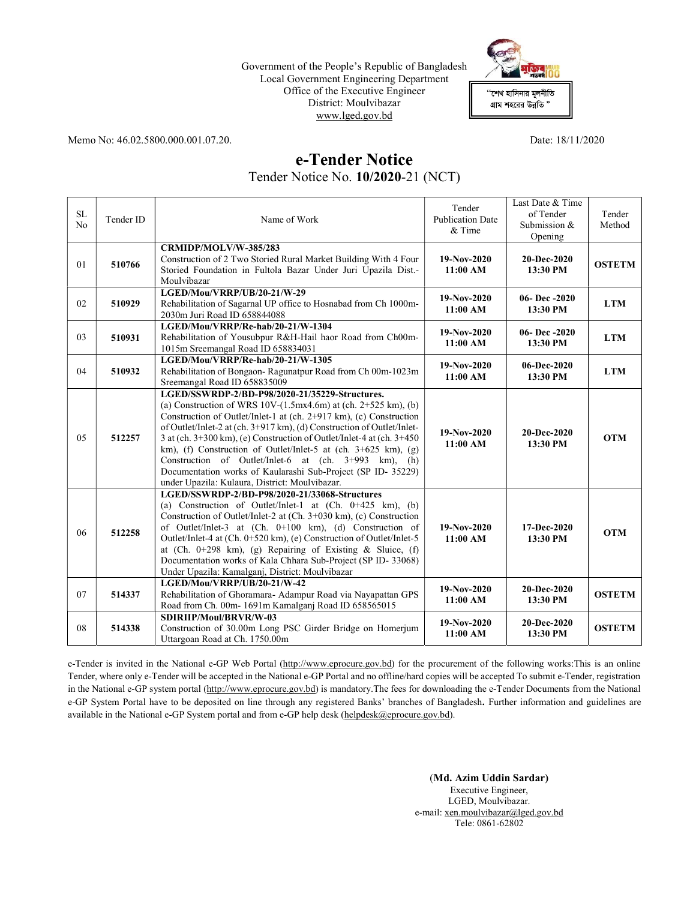Government of the People's Republic of Bangladesh
Local Government Engineering Department
Office of the Executive Engineer
District: Moulvibazar
www.lged.gov.bd

"শেখ হাসিনার মূলনীতি
গ্রাম শহরের উন্নতি "

Memo No: 46.02.5800.000.001.07.20. Date: 18/11/2020

# e-Tender Notice

## Tender Notice No. **10/2020**-21 (NCT)

| SL No | Tender ID | Name of Work | Tender Publication Date & Time | Last Date & Time of Tender Submission & Opening | Tender Method |
|---|---|---|---|---|---|
| 01 | **510766** | **CRMIDP/MOLV/W-385/283** Construction of 2 Two Storied Rural Market Building With 4 Four Storied Foundation in Fultola Bazar Under Juri Upazila Dist.-Moulvibazar | **19-Nov-2020 11:00 AM** | **20-Dec-2020 13:30 PM** | **OSTETM** |
| 02 | **510929** | **LGED/Mou/VRRP/UB/20-21/W-29** Rehabilitation of Sagarnal UP office to Hosnabad from Ch 1000m-2030m Juri Road ID 658844088 | **19-Nov-2020 11:00 AM** | **06- Dec -2020 13:30 PM** | **LTM** |
| 03 | **510931** | **LGED/Mou/VRRP/Re-hab/20-21/W-1304** Rehabilitation of Yousubpur R&H-Hail haor Road from Ch00m-1015m Sreemangal Road ID 658834031 | **19-Nov-2020 11:00 AM** | **06- Dec -2020 13:30 PM** | **LTM** |
| 04 | **510932** | **LGED/Mou/VRRP/Re-hab/20-21/W-1305** Rehabilitation of Bongaon- Ragunatpur Road from Ch 00m-1023m Sreemangal Road ID 658835009 | **19-Nov-2020 11:00 AM** | **06-Dec-2020 13:30 PM** | **LTM** |
| 05 | **512257** | **LGED/SSWRDP-2/BD-P98/2020-21/35229-Structures.** (a) Construction of WRS 10V-(1.5mx4.6m) at (ch. 2+525 km), (b) Construction of Outlet/Inlet-1 at (ch. 2+917 km), (c) Construction of Outlet/Inlet-2 at (ch. 3+917 km), (d) Construction of Outlet/Inlet-3 at (ch. 3+300 km), (e) Construction of Outlet/Inlet-4 at (ch. 3+450 km), (f) Construction of Outlet/Inlet-5 at (ch. 3+625 km), (g) Construction of Outlet/Inlet-6 at (ch. 3+993 km), (h) Documentation works of Kaularashi Sub-Project (SP ID- 35229) under Upazila: Kulaura, District: Moulvibazar. | **19-Nov-2020 11:00 AM** | **20-Dec-2020 13:30 PM** | **OTM** |
| 06 | **512258** | **LGED/SSWRDP-2/BD-P98/2020-21/33068-Structures** (a) Construction of Outlet/Inlet-1 at (Ch. 0+425 km), (b) Construction of Outlet/Inlet-2 at (Ch. 3+030 km), (c) Construction of Outlet/Inlet-3 at (Ch. 0+100 km), (d) Construction of Outlet/Inlet-4 at (Ch. 0+520 km), (e) Construction of Outlet/Inlet-5 at (Ch. 0+298 km), (g) Repairing of Existing & Sluice, (f) Documentation works of Kala Chhara Sub-Project (SP ID- 33068) Under Upazila: Kamalganj, District: Moulvibazar | **19-Nov-2020 11:00 AM** | **17-Dec-2020 13:30 PM** | **OTM** |
| 07 | **514337** | **LGED/Mou/VRRP/UB/20-21/W-42** Rehabilitation of Ghoramara- Adampur Road via Nayapattan GPS Road from Ch. 00m- 1691m Kamalganj Road ID 658565015 | **19-Nov-2020 11:00 AM** | **20-Dec-2020 13:30 PM** | **OSTETM** |
| 08 | **514338** | **SDIRIIP/Moul/BRVR/W-03** Construction of 30.00m Long PSC Girder Bridge on Homerjum Uttargoan Road at Ch. 1750.00m | **19-Nov-2020 11:00 AM** | **20-Dec-2020 13:30 PM** | **OSTETM** |

e-Tender is invited in the National e-GP Web Portal (http://www.eprocure.gov.bd) for the procurement of the following works:This is an online Tender, where only e-Tender will be accepted in the National e-GP Portal and no offline/hard copies will be accepted To submit e-Tender, registration in the National e-GP system portal (http://www.eprocure.gov.bd) is mandatory.The fees for downloading the e-Tender Documents from the National e-GP System Portal have to be deposited on line through any registered Banks' branches of Bangladesh**.** Further information and guidelines are available in the National e-GP System portal and from e-GP help desk (helpdesk@eprocure.gov.bd).

(**Md. Azim Uddin Sardar)**
Executive Engineer,
LGED, Moulvibazar.
e-mail: xen.moulvibazar@lged.gov.bd
Tele: 0861-62802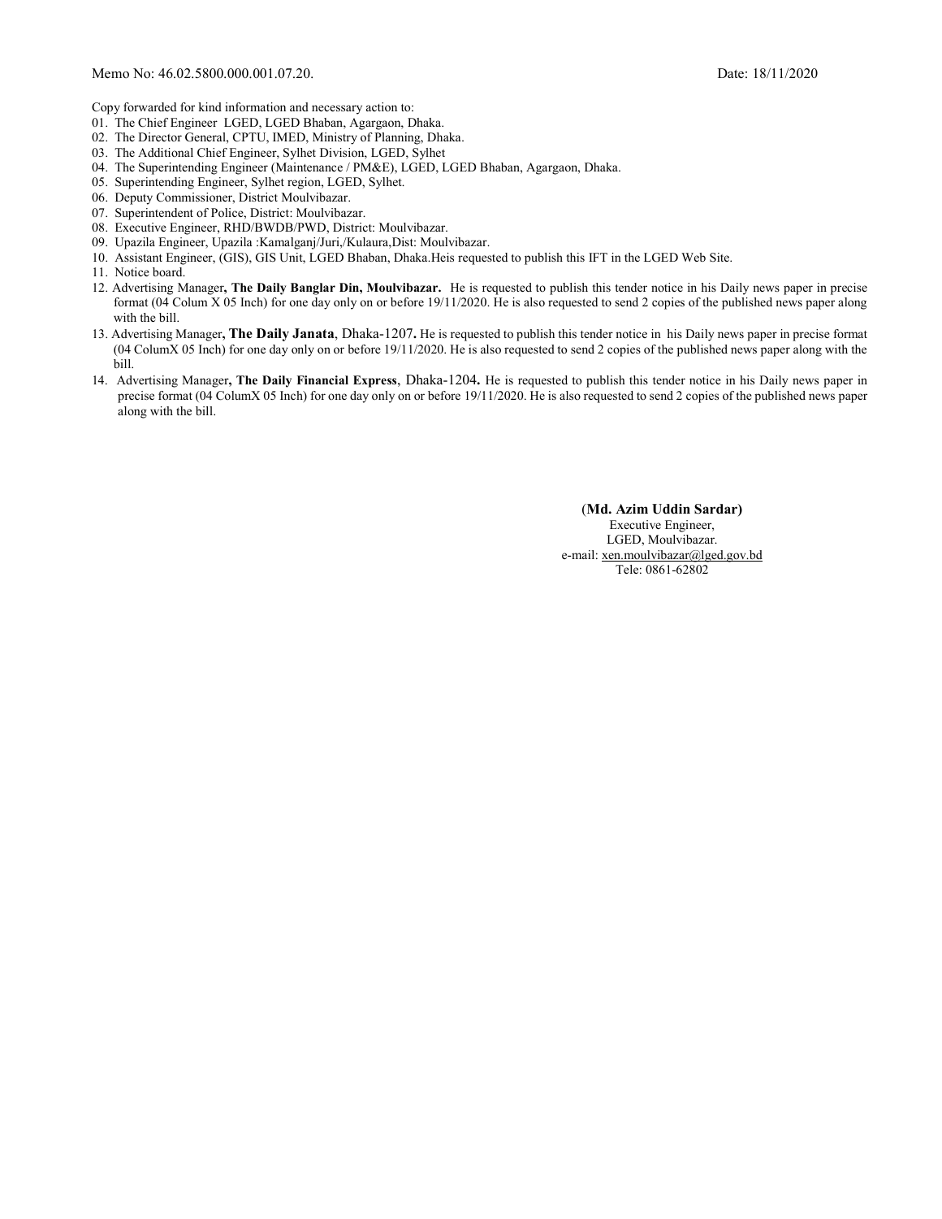Memo No: 46.02.5800.000.001.07.20. Date: 18/11/2020

Copy forwarded for kind information and necessary action to:

01. The Chief Engineer LGED, LGED Bhaban, Agargaon, Dhaka.
02. The Director General, CPTU, IMED, Ministry of Planning, Dhaka.
03. The Additional Chief Engineer, Sylhet Division, LGED, Sylhet
04. The Superintending Engineer (Maintenance / PM&E), LGED, LGED Bhaban, Agargaon, Dhaka.
05. Superintending Engineer, Sylhet region, LGED, Sylhet.
06. Deputy Commissioner, District Moulvibazar.
07. Superintendent of Police, District: Moulvibazar.
08. Executive Engineer, RHD/BWDB/PWD, District: Moulvibazar.
09. Upazila Engineer, Upazila :Kamalganj/Juri,/Kulaura,Dist: Moulvibazar.
10. Assistant Engineer, (GIS), GIS Unit, LGED Bhaban, Dhaka.Heis requested to publish this IFT in the LGED Web Site.
11. Notice board.
12. Advertising Manager**, The Daily Banglar Din, Moulvibazar.** He is requested to publish this tender notice in his Daily news paper in precise format (04 Colum X 05 Inch) for one day only on or before 19/11/2020. He is also requested to send 2 copies of the published news paper along with the bill.
13. Advertising Manager**, The Daily Janata**, Dhaka-1207**.** He is requested to publish this tender notice in his Daily news paper in precise format (04 ColumX 05 Inch) for one day only on or before 19/11/2020. He is also requested to send 2 copies of the published news paper along with the bill.
14. Advertising Manager**, The Daily Financial Express**, Dhaka-1204**.** He is requested to publish this tender notice in his Daily news paper in precise format (04 ColumX 05 Inch) for one day only on or before 19/11/2020. He is also requested to send 2 copies of the published news paper along with the bill.

(**Md. Azim Uddin Sardar)**
Executive Engineer,
LGED, Moulvibazar.
e-mail: xen.moulvibazar@lged.gov.bd
Tele: 0861-62802